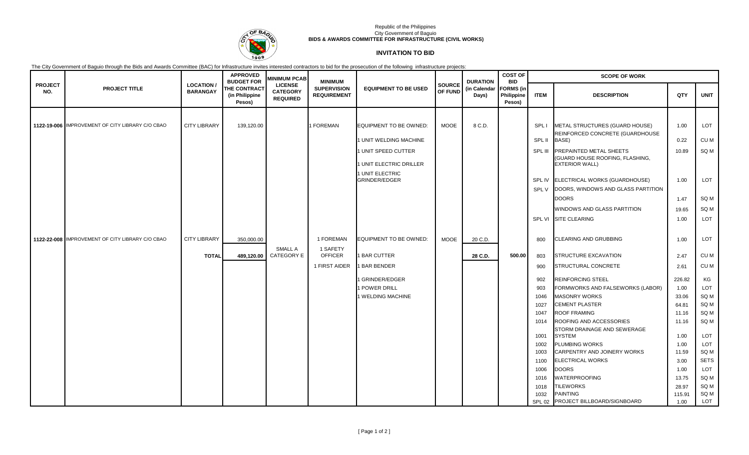Republic of the Philippines
City Government of Baguio
**BIDS & AWARDS COMMITTEE FOR INFRASTRUCTURE (CIVIL WORKS)**

## INVITATION TO BID

The City Government of Baguio through the Bids and Awards Committee (BAC) for Infrastructure invites interested contractors to bid for the prosecution of the following infrastructure projects:

| PROJECT NO. | PROJECT TITLE | LOCATION / BARANGAY | APPROVED BUDGET FOR THE CONTRACT (in Philippine Pesos) | MINIMUM PCAB LICENSE CATEGORY REQUIRED | MINIMUM SUPERVISION REQUIREMENT | EQUIPMENT TO BE USED | SOURCE OF FUND | DURATION (in Calendar Days) | COST OF BID FORMS (in Philippine Pesos) | SCOPE OF WORK: ITEM | DESCRIPTION | QTY | UNIT |
|---|---|---|---|---|---|---|---|---|---|---|---|---|---|
| 1122-19-006 | IMPROVEMENT OF CITY LIBRARY C/O CBAO | CITY LIBRARY | 139,120.00 | | 1 FOREMAN | EQUIPMENT TO BE OWNED: | MOOE | 8 C.D. | | SPL I | METAL STRUCTURES (GUARD HOUSE) | 1.00 | LOT |
| | | | | | | 1 UNIT WELDING MACHINE | | | | SPL II | REINFORCED CONCRETE (GUARDHOUSE BASE) | 0.22 | CU M |
| | | | | | | 1 UNIT SPEED CUTTER | | | | SPL III | PREPAINTED METAL SHEETS (GUARD HOUSE ROOFING, FLASHING, EXTERIOR WALL) | 10.89 | SQ M |
| | | | | | | 1 UNIT ELECTRIC DRILLER | | | | | | | |
| | | | | | | 1 UNIT ELECTRIC GRINDER/EDGER | | | | SPL IV | ELECTRICAL WORKS (GUARDHOUSE) | 1.00 | LOT |
| | | | | | | | | | | SPL V | DOORS, WINDOWS AND GLASS PARTITION | | |
| | | | | | | | | | | | DOORS | 1.47 | SQ M |
| | | | | | | | | | | | WINDOWS AND GLASS PARTITION | 19.65 | SQ M |
| | | | | | | | | | | SPL VI | SITE CLEARING | 1.00 | LOT |
| 1122-22-008 | IMPROVEMENT OF CITY LIBRARY C/O CBAO | CITY LIBRARY | 350,000.00 | | 1 FOREMAN | EQUIPMENT TO BE OWNED: | MOOE | 20 C.D. | | 800 | CLEARING AND GRUBBING | 1.00 | LOT |
| | | **TOTAL** | **489,120.00** | SMALL A CATEGORY E | 1 SAFETY OFFICER | 1 BAR CUTTER | | **28 C.D.** | **500.00** | 803 | STRUCTURE EXCAVATION | 2.47 | CU M |
| | | | | | 1 FIRST AIDER | 1 BAR BENDER | | | | 900 | STRUCTURAL CONCRETE | 2.61 | CU M |
| | | | | | | 1 GRINDER/EDGER | | | | 902 | REINFORCING STEEL | 226.82 | KG |
| | | | | | | 1 POWER DRILL | | | | 903 | FORMWORKS AND FALSEWORKS (LABOR) | 1.00 | LOT |
| | | | | | | 1 WELDING MACHINE | | | | 1046 | MASONRY WORKS | 33.06 | SQ M |
| | | | | | | | | | | 1027 | CEMENT PLASTER | 64.81 | SQ M |
| | | | | | | | | | | 1047 | ROOF FRAMING | 11.16 | SQ M |
| | | | | | | | | | | 1014 | ROOFING AND ACCESSORIES | 11.16 | SQ M |
| | | | | | | | | | | 1001 | STORM DRAINAGE AND SEWERAGE SYSTEM | 1.00 | LOT |
| | | | | | | | | | | 1002 | PLUMBING WORKS | 1.00 | LOT |
| | | | | | | | | | | 1003 | CARPENTRY AND JOINERY WORKS | 11.59 | SQ M |
| | | | | | | | | | | 1100 | ELECTRICAL WORKS | 3.00 | SETS |
| | | | | | | | | | | 1006 | DOORS | 1.00 | LOT |
| | | | | | | | | | | 1016 | WATERPROOFING | 13.75 | SQ M |
| | | | | | | | | | | 1018 | TILEWORKS | 28.97 | SQ M |
| | | | | | | | | | | 1032 | PAINTING | 115.91 | SQ M |
| | | | | | | | | | | SPL 02 | PROJECT BILLBOARD/SIGNBOARD | 1.00 | LOT |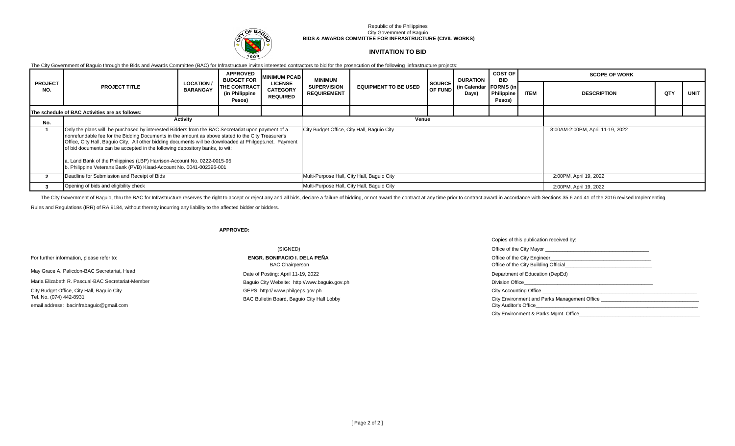Republic of the Philippines
City Government of Baguio
**BIDS & AWARDS COMMITTEE FOR INFRASTRUCTURE (CIVIL WORKS)**

## INVITATION TO BID

The City Government of Baguio through the Bids and Awards Committee (BAC) for Infrastructure invites interested contractors to bid for the prosecution of the following infrastructure projects:

| PROJECT NO. | PROJECT TITLE | LOCATION / BARANGAY | APPROVED BUDGET FOR THE CONTRACT (in Philippine Pesos) | MINIMUM PCAB LICENSE CATEGORY REQUIRED | MINIMUM SUPERVISION REQUIREMENT | EQUIPMENT TO BE USED | SOURCE OF FUND | DURATION (in Calendar Days) | COST OF BID FORMS (in Philippine Pesos) | SCOPE OF WORK | | | |
|---|---|---|---|---|---|---|---|---|---|---|---|---|---|
| | | | | | | | | | | ITEM | DESCRIPTION | QTY | UNIT |
| The schedule of BAC Activities are as follows: | | | | | | | | | | | | | |

| No. | Activity | Venue | |
|---|---|---|---|
| 1 | Only the plans will be purchased by interested Bidders from the BAC Secretariat upon payment of a nonrefundable fee for the Bidding Documents in the amount as above stated to the City Treasurer's Office, City Hall, Baguio City. All other bidding documents will be downloaded at Philgeps.net. Payment of bid documents can be accepted in the following depository banks, to wit:<br><br>a. Land Bank of the Philippines (LBP) Harrison-Account No. 0222-0015-95<br>b. Philippine Veterans Bank (PVB) Kisad-Account No. 0041-002396-001 | City Budget Office, City Hall, Baguio City | 8:00AM-2:00PM, April 11-19, 2022 |
| 2 | Deadline for Submission and Receipt of Bids | Multi-Purpose Hall, City Hall, Baguio City | 2:00PM, April 19, 2022 |
| 3 | Opening of bids and eligibility check | Multi-Purpose Hall, City Hall, Baguio City | 2:00PM, April 19, 2022 |

The City Government of Baguio, thru the BAC for Infrastructure reserves the right to accept or reject any and all bids, declare a failure of bidding, or not award the contract at any time prior to contract award in accordance with Sections 35.6 and 41 of the 2016 revised Implementing Rules and Regulations (IRR) of RA 9184, without thereby incurring any liability to the affected bidder or bidders.

**APPROVED:**

(SIGNED)
**ENGR. BONIFACIO I. DELA PEÑA**
BAC Chairperson

Date of Posting: April 11-19, 2022
Baguio City Website: http://www.baguio.gov.ph
GEPS: http:// www.philgeps.gov.ph
BAC Bulletin Board, Baguio City Hall Lobby

For further information, please refer to:

May Grace A. Palicdon-BAC Secretariat, Head
Maria Elizabeth R. Pascual-BAC Secretariat-Member
City Budget Office, City Hall, Baguio City
Tel. No. (074) 442-8931
email address: bacinfrabaguio@gmail.com

Copies of this publication received by:

Office of the City Mayor ____________________________________
Office of the City Engineer____________________________________
Office of the City Building Official______________________________
Department of Education (DepEd)
Division Office______________________________________________
City Accounting Office _________________________________________________________
City Environment and Parks Management Office ___________________________________
City Auditor's Office____________________________________________________________
City Environment & Parks Mgmt. Office__________________________________________